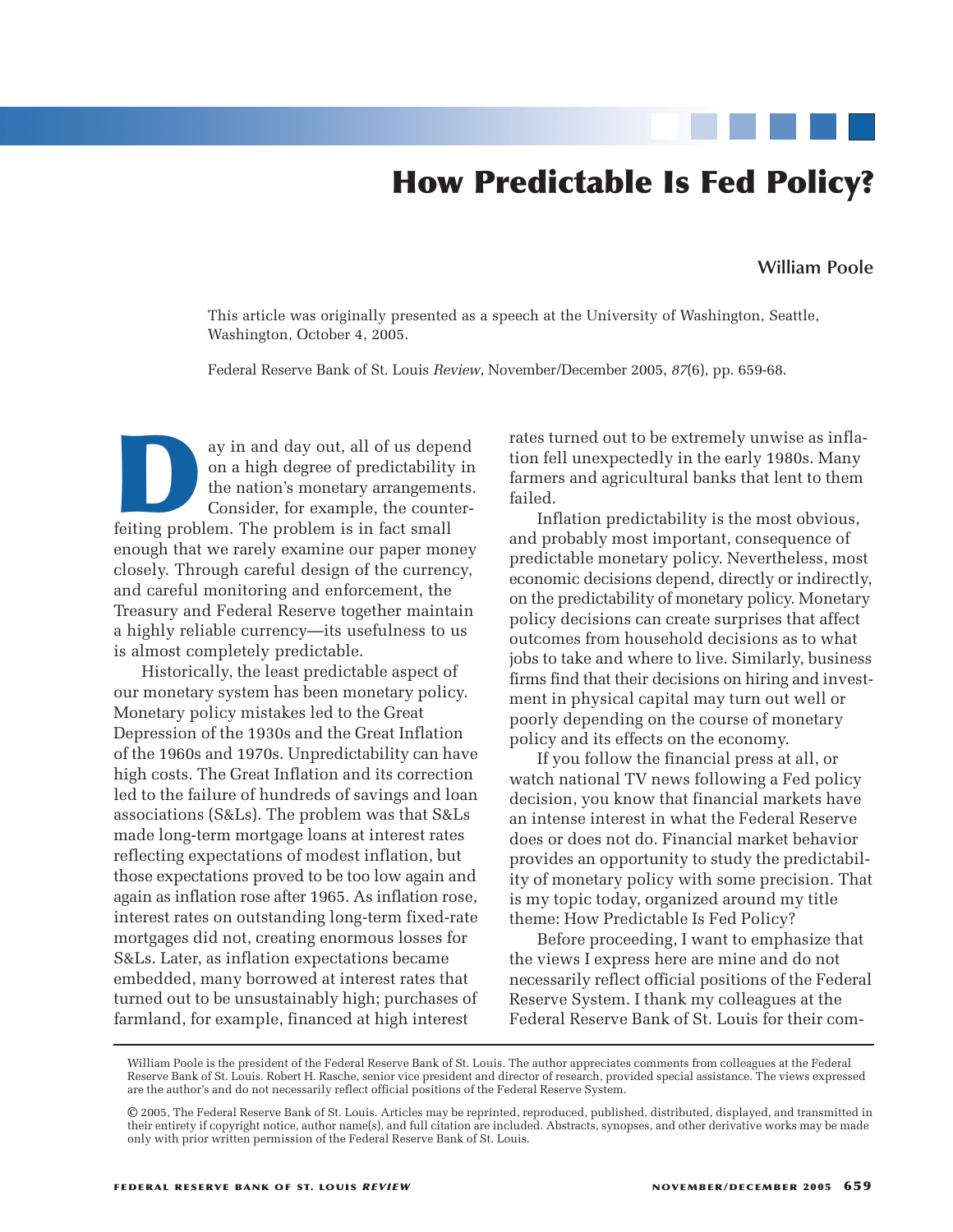# How Predictable Is Fed Policy?

**William Poole**

This article was originally presented as a speech at the University of Washington, Seattle, Washington, October 4, 2005.

Federal Reserve Bank of St. Louis *Review*, November/December 2005, *87*(6), pp. 659-68.

Day in and day out, all of us depend on a high degree of predictability in the nation's monetary arrangements. Consider, for example, the counterfeiting problem. The problem is in fact small enough that we rarely examine our paper money closely. Through careful design of the currency, and careful monitoring and enforcement, the Treasury and Federal Reserve together maintain a highly reliable currency—its usefulness to us is almost completely predictable.

Historically, the least predictable aspect of our monetary system has been monetary policy. Monetary policy mistakes led to the Great Depression of the 1930s and the Great Inflation of the 1960s and 1970s. Unpredictability can have high costs. The Great Inflation and its correction led to the failure of hundreds of savings and loan associations (S&Ls). The problem was that S&Ls made long-term mortgage loans at interest rates reflecting expectations of modest inflation, but those expectations proved to be too low again and again as inflation rose after 1965. As inflation rose, interest rates on outstanding long-term fixed-rate mortgages did not, creating enormous losses for S&Ls. Later, as inflation expectations became embedded, many borrowed at interest rates that turned out to be unsustainably high; purchases of farmland, for example, financed at high interest rates turned out to be extremely unwise as inflation fell unexpectedly in the early 1980s. Many farmers and agricultural banks that lent to them failed.

Inflation predictability is the most obvious, and probably most important, consequence of predictable monetary policy. Nevertheless, most economic decisions depend, directly or indirectly, on the predictability of monetary policy. Monetary policy decisions can create surprises that affect outcomes from household decisions as to what jobs to take and where to live. Similarly, business firms find that their decisions on hiring and investment in physical capital may turn out well or poorly depending on the course of monetary policy and its effects on the economy.

If you follow the financial press at all, or watch national TV news following a Fed policy decision, you know that financial markets have an intense interest in what the Federal Reserve does or does not do. Financial market behavior provides an opportunity to study the predictability of monetary policy with some precision. That is my topic today, organized around my title theme: How Predictable Is Fed Policy?

Before proceeding, I want to emphasize that the views I express here are mine and do not necessarily reflect official positions of the Federal Reserve System. I thank my colleagues at the Federal Reserve Bank of St. Louis for their com-

---

William Poole is the president of the Federal Reserve Bank of St. Louis. The author appreciates comments from colleagues at the Federal Reserve Bank of St. Louis. Robert H. Rasche, senior vice president and director of research, provided special assistance. The views expressed are the author's and do not necessarily reflect official positions of the Federal Reserve System.

© 2005, The Federal Reserve Bank of St. Louis. Articles may be reprinted, reproduced, published, distributed, displayed, and transmitted in their entirety if copyright notice, author name(s), and full citation are included. Abstracts, synopses, and other derivative works may be made only with prior written permission of the Federal Reserve Bank of St. Louis.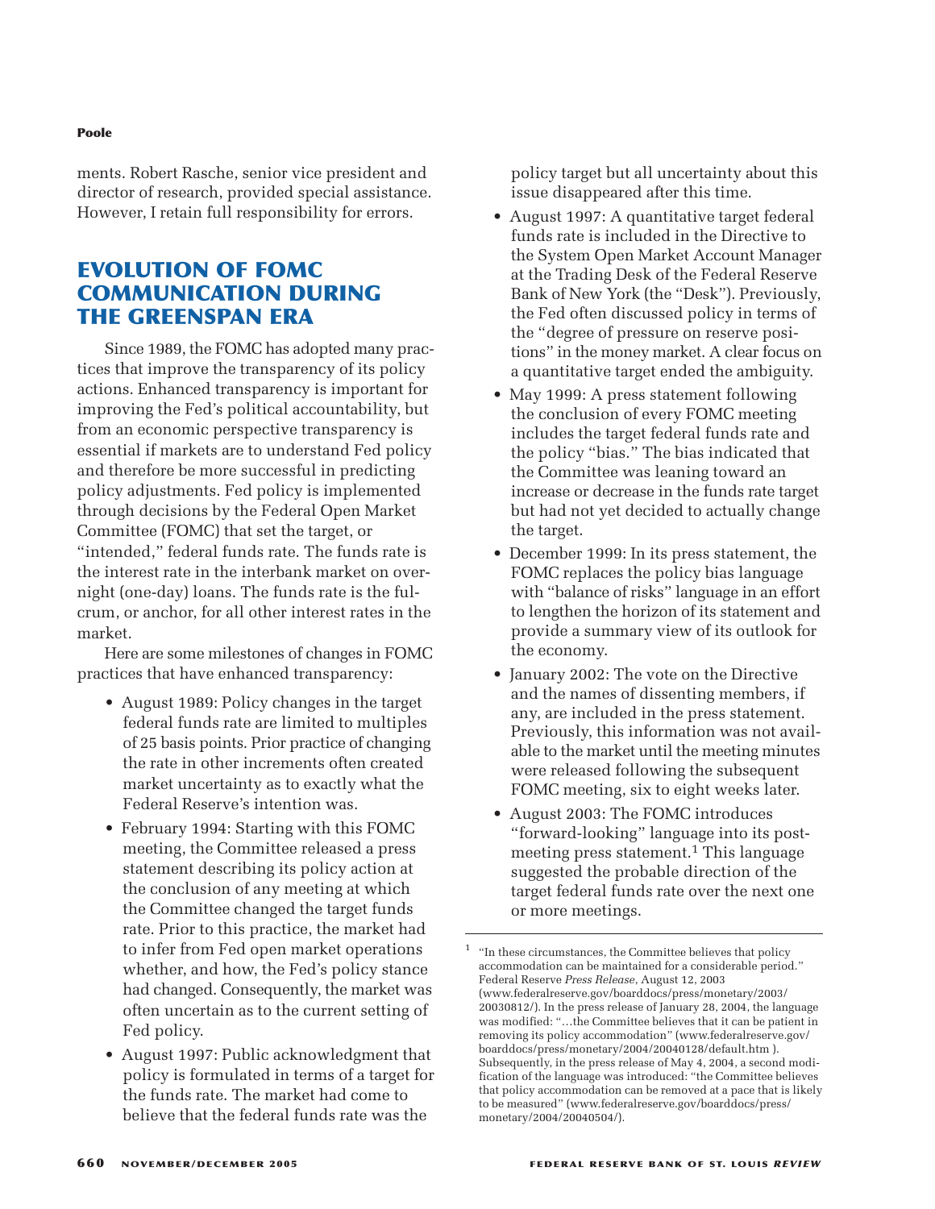ments. Robert Rasche, senior vice president and director of research, provided special assistance. However, I retain full responsibility for errors.

## EVOLUTION OF FOMC COMMUNICATION DURING THE GREENSPAN ERA

Since 1989, the FOMC has adopted many practices that improve the transparency of its policy actions. Enhanced transparency is important for improving the Fed's political accountability, but from an economic perspective transparency is essential if markets are to understand Fed policy and therefore be more successful in predicting policy adjustments. Fed policy is implemented through decisions by the Federal Open Market Committee (FOMC) that set the target, or "intended," federal funds rate. The funds rate is the interest rate in the interbank market on overnight (one-day) loans. The funds rate is the fulcrum, or anchor, for all other interest rates in the market.

Here are some milestones of changes in FOMC practices that have enhanced transparency:

- August 1989: Policy changes in the target federal funds rate are limited to multiples of 25 basis points. Prior practice of changing the rate in other increments often created market uncertainty as to exactly what the Federal Reserve's intention was.
- February 1994: Starting with this FOMC meeting, the Committee released a press statement describing its policy action at the conclusion of any meeting at which the Committee changed the target funds rate. Prior to this practice, the market had to infer from Fed open market operations whether, and how, the Fed's policy stance had changed. Consequently, the market was often uncertain as to the current setting of Fed policy.
- August 1997: Public acknowledgment that policy is formulated in terms of a target for the funds rate. The market had come to believe that the federal funds rate was the policy target but all uncertainty about this issue disappeared after this time.
- August 1997: A quantitative target federal funds rate is included in the Directive to the System Open Market Account Manager at the Trading Desk of the Federal Reserve Bank of New York (the "Desk"). Previously, the Fed often discussed policy in terms of the "degree of pressure on reserve positions" in the money market. A clear focus on a quantitative target ended the ambiguity.
- May 1999: A press statement following the conclusion of every FOMC meeting includes the target federal funds rate and the policy "bias." The bias indicated that the Committee was leaning toward an increase or decrease in the funds rate target but had not yet decided to actually change the target.
- December 1999: In its press statement, the FOMC replaces the policy bias language with "balance of risks" language in an effort to lengthen the horizon of its statement and provide a summary view of its outlook for the economy.
- January 2002: The vote on the Directive and the names of dissenting members, if any, are included in the press statement. Previously, this information was not available to the market until the meeting minutes were released following the subsequent FOMC meeting, six to eight weeks later.
- August 2003: The FOMC introduces "forward-looking" language into its post-meeting press statement.[1] This language suggested the probable direction of the target federal funds rate over the next one or more meetings.

---

[1] "In these circumstances, the Committee believes that policy accommodation can be maintained for a considerable period." Federal Reserve *Press Release*, August 12, 2003 (www.federalreserve.gov/boarddocs/press/monetary/2003/20030812/). In the press release of January 28, 2004, the language was modified: "...the Committee believes that it can be patient in removing its policy accommodation" (www.federalreserve.gov/boarddocs/press/monetary/2004/20040128/default.htm ). Subsequently, in the press release of May 4, 2004, a second modification of the language was introduced: "the Committee believes that policy accommodation can be removed at a pace that is likely to be measured" (www.federalreserve.gov/boarddocs/press/monetary/2004/20040504/).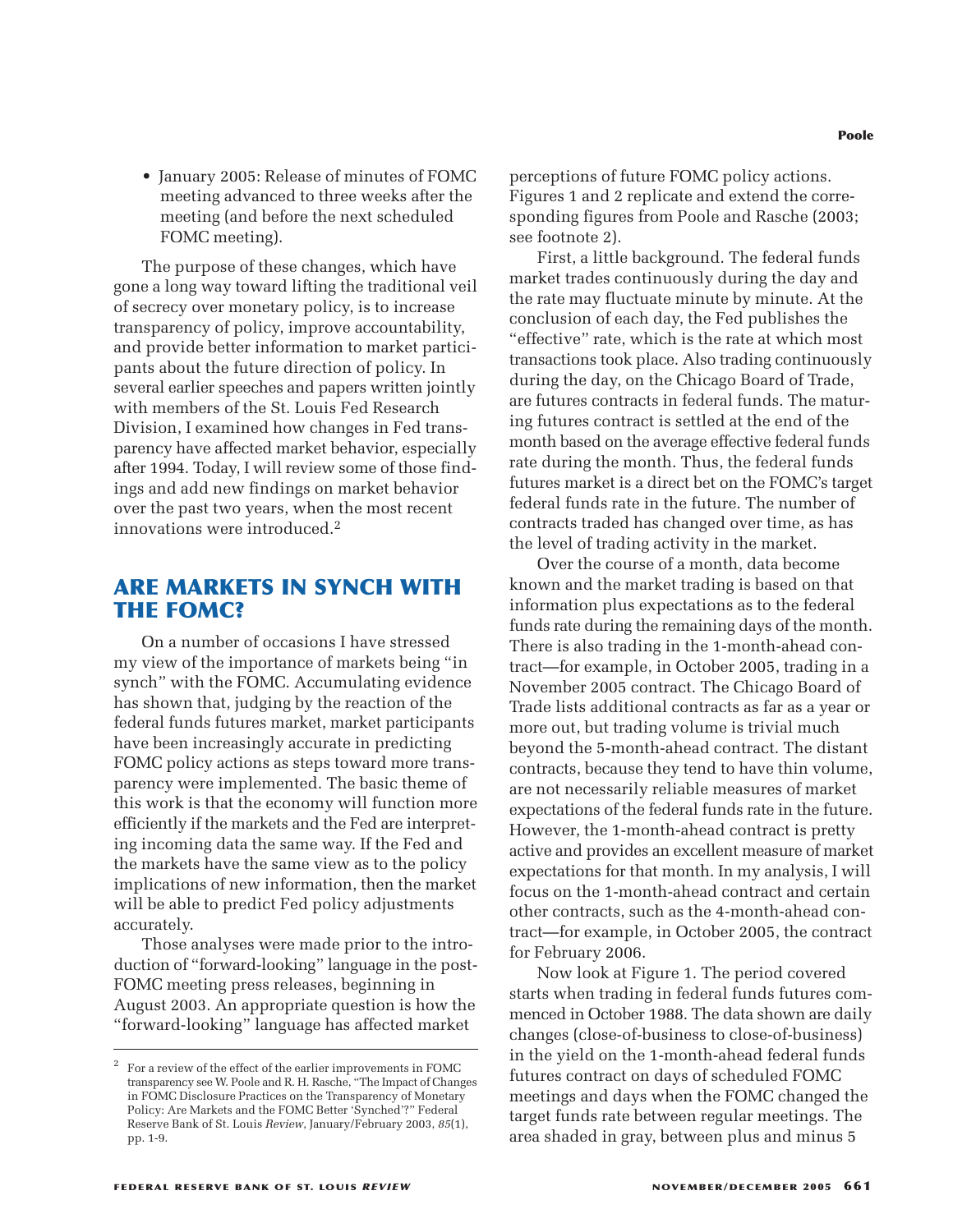- January 2005: Release of minutes of FOMC meeting advanced to three weeks after the meeting (and before the next scheduled FOMC meeting).

The purpose of these changes, which have gone a long way toward lifting the traditional veil of secrecy over monetary policy, is to increase transparency of policy, improve accountability, and provide better information to market participants about the future direction of policy. In several earlier speeches and papers written jointly with members of the St. Louis Fed Research Division, I examined how changes in Fed transparency have affected market behavior, especially after 1994. Today, I will review some of those findings and add new findings on market behavior over the past two years, when the most recent innovations were introduced.[2]

## ARE MARKETS IN SYNCH WITH THE FOMC?

On a number of occasions I have stressed my view of the importance of markets being "in synch" with the FOMC. Accumulating evidence has shown that, judging by the reaction of the federal funds futures market, market participants have been increasingly accurate in predicting FOMC policy actions as steps toward more transparency were implemented. The basic theme of this work is that the economy will function more efficiently if the markets and the Fed are interpreting incoming data the same way. If the Fed and the markets have the same view as to the policy implications of new information, then the market will be able to predict Fed policy adjustments accurately.

Those analyses were made prior to the introduction of "forward-looking" language in the post-FOMC meeting press releases, beginning in August 2003. An appropriate question is how the "forward-looking" language has affected market perceptions of future FOMC policy actions. Figures 1 and 2 replicate and extend the corresponding figures from Poole and Rasche (2003; see footnote 2).

First, a little background. The federal funds market trades continuously during the day and the rate may fluctuate minute by minute. At the conclusion of each day, the Fed publishes the "effective" rate, which is the rate at which most transactions took place. Also trading continuously during the day, on the Chicago Board of Trade, are futures contracts in federal funds. The maturing futures contract is settled at the end of the month based on the average effective federal funds rate during the month. Thus, the federal funds futures market is a direct bet on the FOMC's target federal funds rate in the future. The number of contracts traded has changed over time, as has the level of trading activity in the market.

Over the course of a month, data become known and the market trading is based on that information plus expectations as to the federal funds rate during the remaining days of the month. There is also trading in the 1-month-ahead contract—for example, in October 2005, trading in a November 2005 contract. The Chicago Board of Trade lists additional contracts as far as a year or more out, but trading volume is trivial much beyond the 5-month-ahead contract. The distant contracts, because they tend to have thin volume, are not necessarily reliable measures of market expectations of the federal funds rate in the future. However, the 1-month-ahead contract is pretty active and provides an excellent measure of market expectations for that month. In my analysis, I will focus on the 1-month-ahead contract and certain other contracts, such as the 4-month-ahead contract—for example, in October 2005, the contract for February 2006.

Now look at Figure 1. The period covered starts when trading in federal funds futures commenced in October 1988. The data shown are daily changes (close-of-business to close-of-business) in the yield on the 1-month-ahead federal funds futures contract on days of scheduled FOMC meetings and days when the FOMC changed the target funds rate between regular meetings. The area shaded in gray, between plus and minus 5

[2] For a review of the effect of the earlier improvements in FOMC transparency see W. Poole and R. H. Rasche, "The Impact of Changes in FOMC Disclosure Practices on the Transparency of Monetary Policy: Are Markets and the FOMC Better 'Synched'?" Federal Reserve Bank of St. Louis *Review*, January/February 2003, *85*(1), pp. 1-9.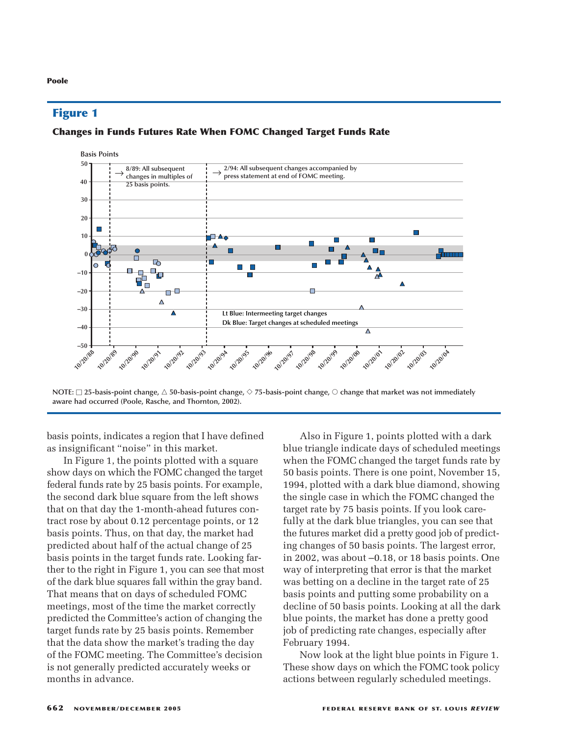## Figure 1

### Changes in Funds Futures Rate When FOMC Changed Target Funds Rate

NOTE: □ 25-basis-point change, △ 50-basis-point change, ◇ 75-basis-point change, ○ change that market was not immediately aware had occurred (Poole, Rasche, and Thornton, 2002).

basis points, indicates a region that I have defined as insignificant "noise" in this market.

In Figure 1, the points plotted with a square show days on which the FOMC changed the target federal funds rate by 25 basis points. For example, the second dark blue square from the left shows that on that day the 1-month-ahead futures contract rose by about 0.12 percentage points, or 12 basis points. Thus, on that day, the market had predicted about half of the actual change of 25 basis points in the target funds rate. Looking farther to the right in Figure 1, you can see that most of the dark blue squares fall within the gray band. That means that on days of scheduled FOMC meetings, most of the time the market correctly predicted the Committee's action of changing the target funds rate by 25 basis points. Remember that the data show the market's trading the day of the FOMC meeting. The Committee's decision is not generally predicted accurately weeks or months in advance.

Also in Figure 1, points plotted with a dark blue triangle indicate days of scheduled meetings when the FOMC changed the target funds rate by 50 basis points. There is one point, November 15, 1994, plotted with a dark blue diamond, showing the single case in which the FOMC changed the target rate by 75 basis points. If you look carefully at the dark blue triangles, you can see that the futures market did a pretty good job of predicting changes of 50 basis points. The largest error, in 2002, was about –0.18, or 18 basis points. One way of interpreting that error is that the market was betting on a decline in the target rate of 25 basis points and putting some probability on a decline of 50 basis points. Looking at all the dark blue points, the market has done a pretty good job of predicting rate changes, especially after February 1994.

Now look at the light blue points in Figure 1. These show days on which the FOMC took policy actions between regularly scheduled meetings.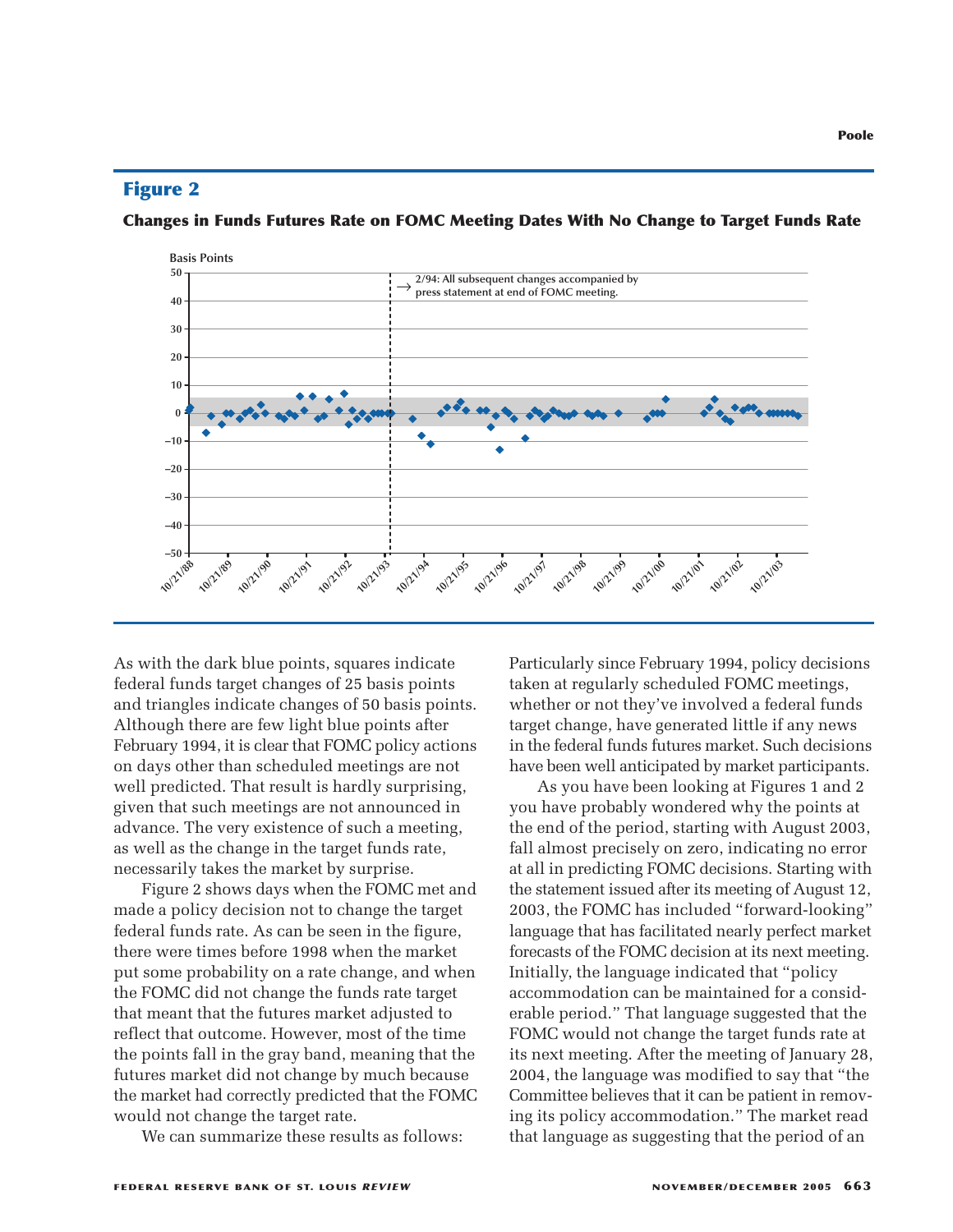## Figure 2

**Changes in Funds Futures Rate on FOMC Meeting Dates With No Change to Target Funds Rate**

As with the dark blue points, squares indicate federal funds target changes of 25 basis points and triangles indicate changes of 50 basis points. Although there are few light blue points after February 1994, it is clear that FOMC policy actions on days other than scheduled meetings are not well predicted. That result is hardly surprising, given that such meetings are not announced in advance. The very existence of such a meeting, as well as the change in the target funds rate, necessarily takes the market by surprise.

Figure 2 shows days when the FOMC met and made a policy decision not to change the target federal funds rate. As can be seen in the figure, there were times before 1998 when the market put some probability on a rate change, and when the FOMC did not change the funds rate target that meant that the futures market adjusted to reflect that outcome. However, most of the time the points fall in the gray band, meaning that the futures market did not change by much because the market had correctly predicted that the FOMC would not change the target rate.

We can summarize these results as follows: Particularly since February 1994, policy decisions taken at regularly scheduled FOMC meetings, whether or not they've involved a federal funds target change, have generated little if any news in the federal funds futures market. Such decisions have been well anticipated by market participants.

As you have been looking at Figures 1 and 2 you have probably wondered why the points at the end of the period, starting with August 2003, fall almost precisely on zero, indicating no error at all in predicting FOMC decisions. Starting with the statement issued after its meeting of August 12, 2003, the FOMC has included "forward-looking" language that has facilitated nearly perfect market forecasts of the FOMC decision at its next meeting. Initially, the language indicated that "policy accommodation can be maintained for a considerable period." That language suggested that the FOMC would not change the target funds rate at its next meeting. After the meeting of January 28, 2004, the language was modified to say that "the Committee believes that it can be patient in removing its policy accommodation." The market read that language as suggesting that the period of an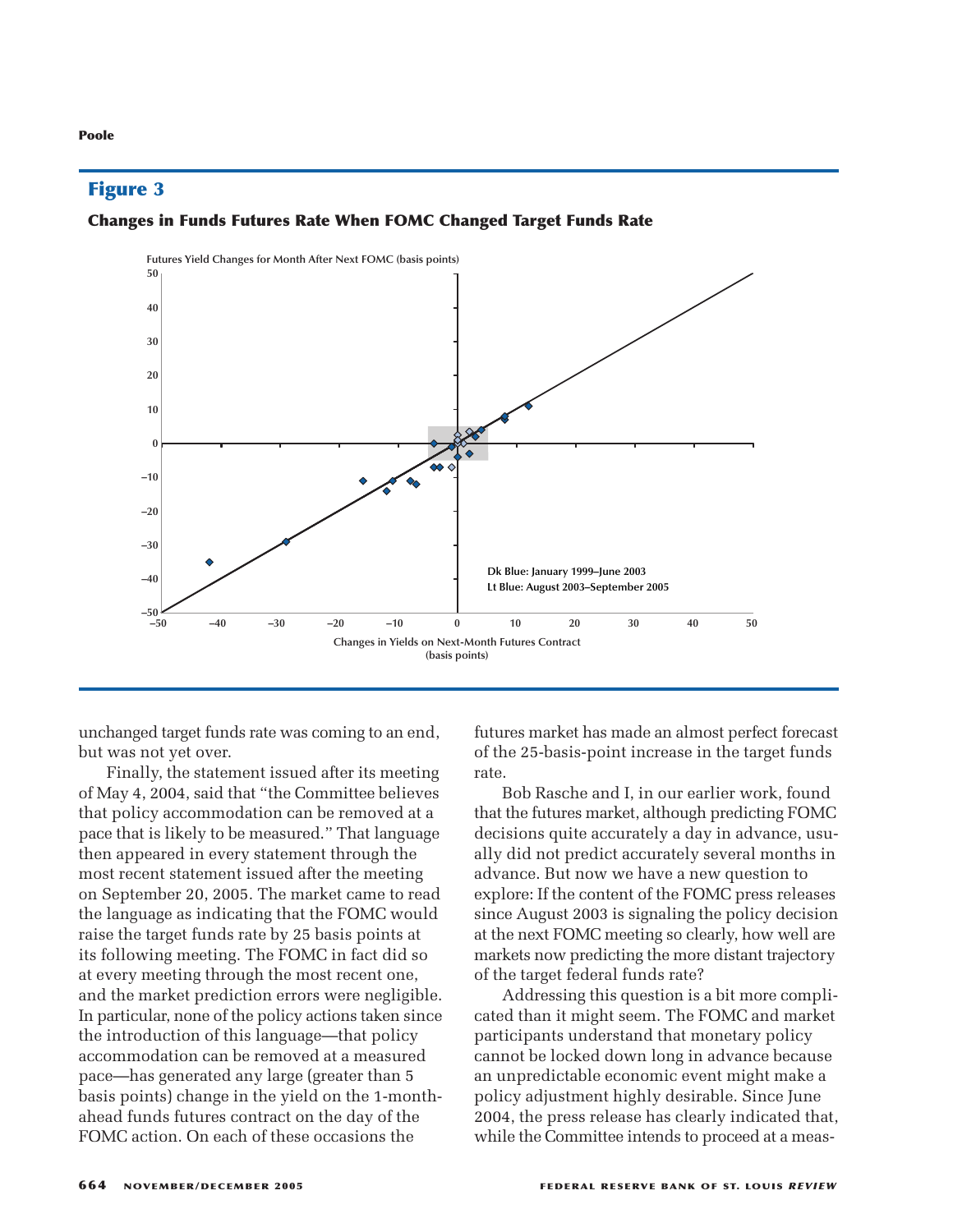## Figure 3

**Changes in Funds Futures Rate When FOMC Changed Target Funds Rate**

Futures Yield Changes for Month After Next FOMC (basis points)

Dk Blue: January 1999–June 2003
Lt Blue: August 2003–September 2005

Changes in Yields on Next-Month Futures Contract (basis points)

unchanged target funds rate was coming to an end, but was not yet over.

Finally, the statement issued after its meeting of May 4, 2004, said that "the Committee believes that policy accommodation can be removed at a pace that is likely to be measured." That language then appeared in every statement through the most recent statement issued after the meeting on September 20, 2005. The market came to read the language as indicating that the FOMC would raise the target funds rate by 25 basis points at its following meeting. The FOMC in fact did so at every meeting through the most recent one, and the market prediction errors were negligible. In particular, none of the policy actions taken since the introduction of this language—that policy accommodation can be removed at a measured pace—has generated any large (greater than 5 basis points) change in the yield on the 1-month-ahead funds futures contract on the day of the FOMC action. On each of these occasions the futures market has made an almost perfect forecast of the 25-basis-point increase in the target funds rate.

Bob Rasche and I, in our earlier work, found that the futures market, although predicting FOMC decisions quite accurately a day in advance, usually did not predict accurately several months in advance. But now we have a new question to explore: If the content of the FOMC press releases since August 2003 is signaling the policy decision at the next FOMC meeting so clearly, how well are markets now predicting the more distant trajectory of the target federal funds rate?

Addressing this question is a bit more complicated than it might seem. The FOMC and market participants understand that monetary policy cannot be locked down long in advance because an unpredictable economic event might make a policy adjustment highly desirable. Since June 2004, the press release has clearly indicated that, while the Committee intends to proceed at a meas-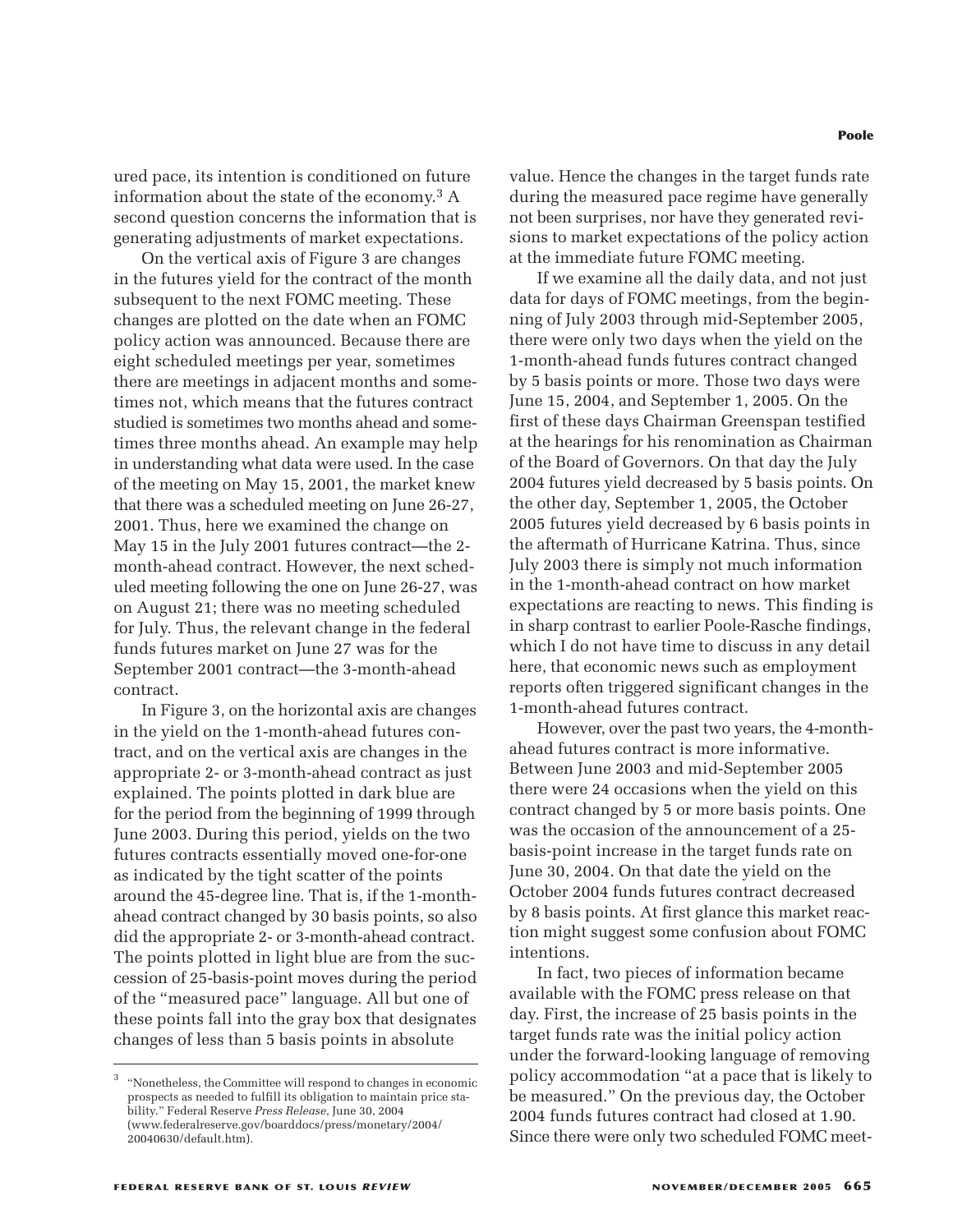ured pace, its intention is conditioned on future information about the state of the economy.[3] A second question concerns the information that is generating adjustments of market expectations.

On the vertical axis of Figure 3 are changes in the futures yield for the contract of the month subsequent to the next FOMC meeting. These changes are plotted on the date when an FOMC policy action was announced. Because there are eight scheduled meetings per year, sometimes there are meetings in adjacent months and sometimes not, which means that the futures contract studied is sometimes two months ahead and sometimes three months ahead. An example may help in understanding what data were used. In the case of the meeting on May 15, 2001, the market knew that there was a scheduled meeting on June 26-27, 2001. Thus, here we examined the change on May 15 in the July 2001 futures contract—the 2-month-ahead contract. However, the next scheduled meeting following the one on June 26-27, was on August 21; there was no meeting scheduled for July. Thus, the relevant change in the federal funds futures market on June 27 was for the September 2001 contract—the 3-month-ahead contract.

In Figure 3, on the horizontal axis are changes in the yield on the 1-month-ahead futures contract, and on the vertical axis are changes in the appropriate 2- or 3-month-ahead contract as just explained. The points plotted in dark blue are for the period from the beginning of 1999 through June 2003. During this period, yields on the two futures contracts essentially moved one-for-one as indicated by the tight scatter of the points around the 45-degree line. That is, if the 1-month-ahead contract changed by 30 basis points, so also did the appropriate 2- or 3-month-ahead contract. The points plotted in light blue are from the succession of 25-basis-point moves during the period of the "measured pace" language. All but one of these points fall into the gray box that designates changes of less than 5 basis points in absolute value. Hence the changes in the target funds rate during the measured pace regime have generally not been surprises, nor have they generated revisions to market expectations of the policy action at the immediate future FOMC meeting.

If we examine all the daily data, and not just data for days of FOMC meetings, from the beginning of July 2003 through mid-September 2005, there were only two days when the yield on the 1-month-ahead funds futures contract changed by 5 basis points or more. Those two days were June 15, 2004, and September 1, 2005. On the first of these days Chairman Greenspan testified at the hearings for his renomination as Chairman of the Board of Governors. On that day the July 2004 futures yield decreased by 5 basis points. On the other day, September 1, 2005, the October 2005 futures yield decreased by 6 basis points in the aftermath of Hurricane Katrina. Thus, since July 2003 there is simply not much information in the 1-month-ahead contract on how market expectations are reacting to news. This finding is in sharp contrast to earlier Poole-Rasche findings, which I do not have time to discuss in any detail here, that economic news such as employment reports often triggered significant changes in the 1-month-ahead futures contract.

However, over the past two years, the 4-month-ahead futures contract is more informative. Between June 2003 and mid-September 2005 there were 24 occasions when the yield on this contract changed by 5 or more basis points. One was the occasion of the announcement of a 25-basis-point increase in the target funds rate on June 30, 2004. On that date the yield on the October 2004 funds futures contract decreased by 8 basis points. At first glance this market reaction might suggest some confusion about FOMC intentions.

In fact, two pieces of information became available with the FOMC press release on that day. First, the increase of 25 basis points in the target funds rate was the initial policy action under the forward-looking language of removing policy accommodation "at a pace that is likely to be measured." On the previous day, the October 2004 funds futures contract had closed at 1.90. Since there were only two scheduled FOMC meet-

[3] "Nonetheless, the Committee will respond to changes in economic prospects as needed to fulfill its obligation to maintain price stability." Federal Reserve *Press Release*, June 30, 2004 (www.federalreserve.gov/boarddocs/press/monetary/2004/20040630/default.htm).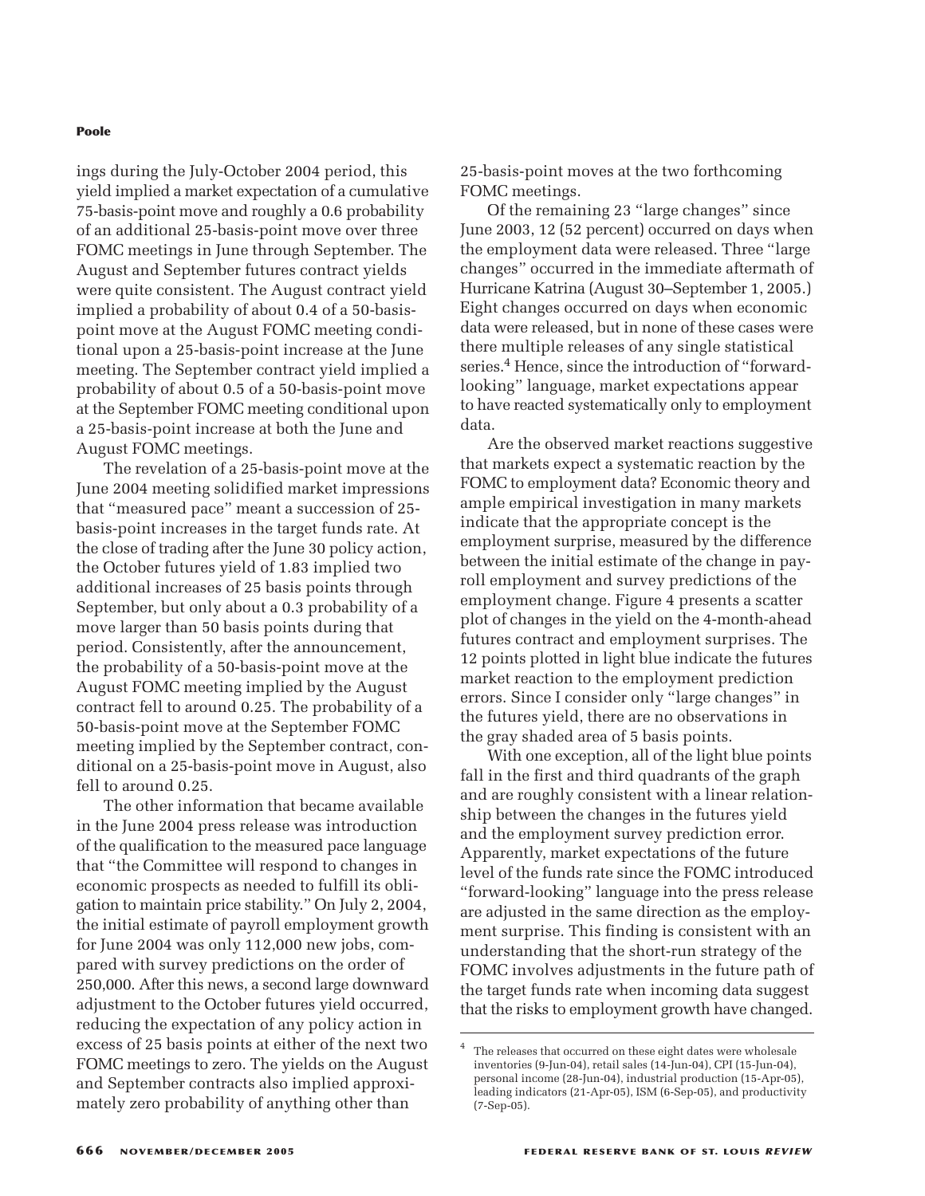ings during the July-October 2004 period, this yield implied a market expectation of a cumulative 75-basis-point move and roughly a 0.6 probability of an additional 25-basis-point move over three FOMC meetings in June through September. The August and September futures contract yields were quite consistent. The August contract yield implied a probability of about 0.4 of a 50-basis-point move at the August FOMC meeting conditional upon a 25-basis-point increase at the June meeting. The September contract yield implied a probability of about 0.5 of a 50-basis-point move at the September FOMC meeting conditional upon a 25-basis-point increase at both the June and August FOMC meetings.

The revelation of a 25-basis-point move at the June 2004 meeting solidified market impressions that "measured pace" meant a succession of 25-basis-point increases in the target funds rate. At the close of trading after the June 30 policy action, the October futures yield of 1.83 implied two additional increases of 25 basis points through September, but only about a 0.3 probability of a move larger than 50 basis points during that period. Consistently, after the announcement, the probability of a 50-basis-point move at the August FOMC meeting implied by the August contract fell to around 0.25. The probability of a 50-basis-point move at the September FOMC meeting implied by the September contract, conditional on a 25-basis-point move in August, also fell to around 0.25.

The other information that became available in the June 2004 press release was introduction of the qualification to the measured pace language that "the Committee will respond to changes in economic prospects as needed to fulfill its obligation to maintain price stability." On July 2, 2004, the initial estimate of payroll employment growth for June 2004 was only 112,000 new jobs, compared with survey predictions on the order of 250,000. After this news, a second large downward adjustment to the October futures yield occurred, reducing the expectation of any policy action in excess of 25 basis points at either of the next two FOMC meetings to zero. The yields on the August and September contracts also implied approximately zero probability of anything other than 25-basis-point moves at the two forthcoming FOMC meetings.

Of the remaining 23 "large changes" since June 2003, 12 (52 percent) occurred on days when the employment data were released. Three "large changes" occurred in the immediate aftermath of Hurricane Katrina (August 30–September 1, 2005.) Eight changes occurred on days when economic data were released, but in none of these cases were there multiple releases of any single statistical series.[4] Hence, since the introduction of "forward-looking" language, market expectations appear to have reacted systematically only to employment data.

Are the observed market reactions suggestive that markets expect a systematic reaction by the FOMC to employment data? Economic theory and ample empirical investigation in many markets indicate that the appropriate concept is the employment surprise, measured by the difference between the initial estimate of the change in payroll employment and survey predictions of the employment change. Figure 4 presents a scatter plot of changes in the yield on the 4-month-ahead futures contract and employment surprises. The 12 points plotted in light blue indicate the futures market reaction to the employment prediction errors. Since I consider only "large changes" in the futures yield, there are no observations in the gray shaded area of 5 basis points.

With one exception, all of the light blue points fall in the first and third quadrants of the graph and are roughly consistent with a linear relationship between the changes in the futures yield and the employment survey prediction error. Apparently, market expectations of the future level of the funds rate since the FOMC introduced "forward-looking" language into the press release are adjusted in the same direction as the employment surprise. This finding is consistent with an understanding that the short-run strategy of the FOMC involves adjustments in the future path of the target funds rate when incoming data suggest that the risks to employment growth have changed.

---

[4] The releases that occurred on these eight dates were wholesale inventories (9-Jun-04), retail sales (14-Jun-04), CPI (15-Jun-04), personal income (28-Jun-04), industrial production (15-Apr-05), leading indicators (21-Apr-05), ISM (6-Sep-05), and productivity (7-Sep-05).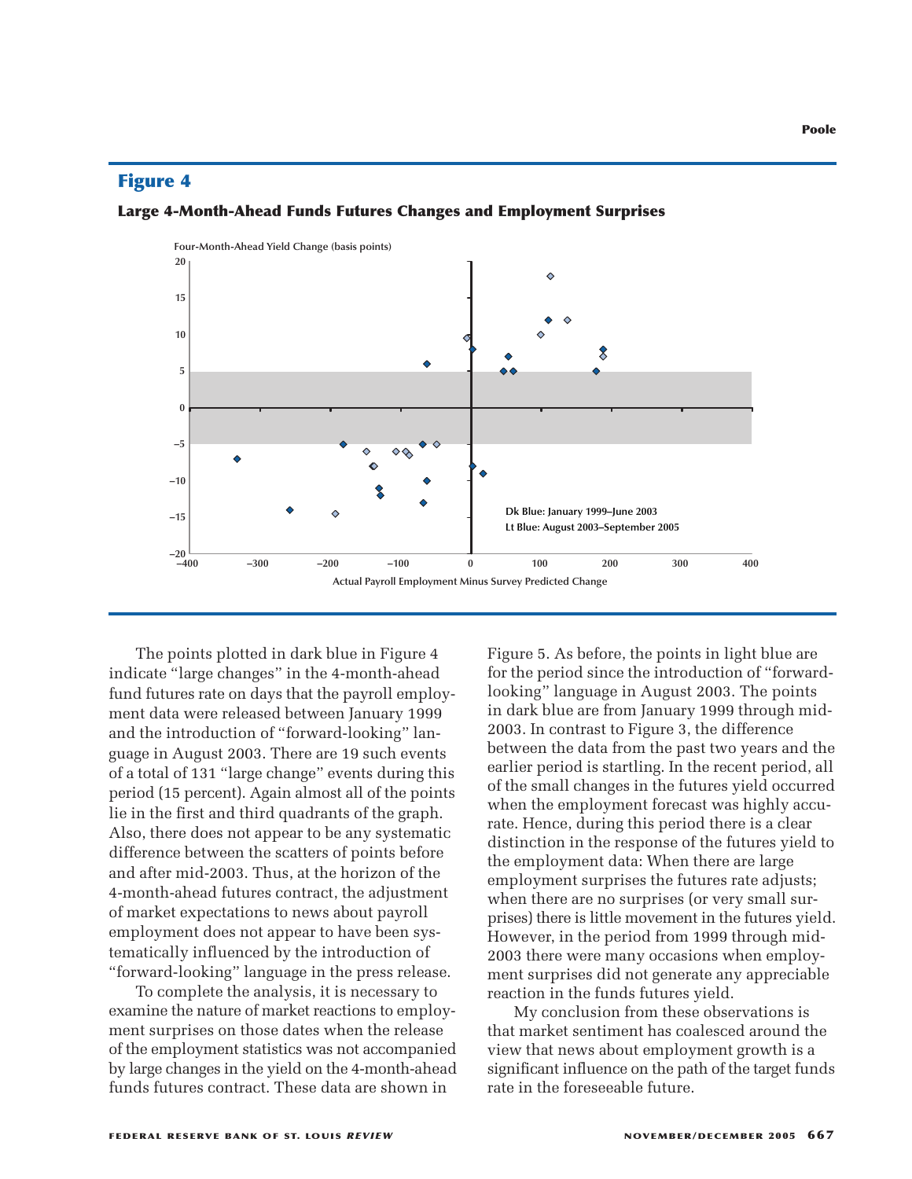## Figure 4

**Large 4-Month-Ahead Funds Futures Changes and Employment Surprises**

The points plotted in dark blue in Figure 4 indicate "large changes" in the 4-month-ahead fund futures rate on days that the payroll employment data were released between January 1999 and the introduction of "forward-looking" language in August 2003. There are 19 such events of a total of 131 "large change" events during this period (15 percent). Again almost all of the points lie in the first and third quadrants of the graph. Also, there does not appear to be any systematic difference between the scatters of points before and after mid-2003. Thus, at the horizon of the 4-month-ahead futures contract, the adjustment of market expectations to news about payroll employment does not appear to have been systematically influenced by the introduction of "forward-looking" language in the press release.

To complete the analysis, it is necessary to examine the nature of market reactions to employment surprises on those dates when the release of the employment statistics was not accompanied by large changes in the yield on the 4-month-ahead funds futures contract. These data are shown in Figure 5. As before, the points in light blue are for the period since the introduction of "forward-looking" language in August 2003. The points in dark blue are from January 1999 through mid-2003. In contrast to Figure 3, the difference between the data from the past two years and the earlier period is startling. In the recent period, all of the small changes in the futures yield occurred when the employment forecast was highly accurate. Hence, during this period there is a clear distinction in the response of the futures yield to the employment data: When there are large employment surprises the futures rate adjusts; when there are no surprises (or very small surprises) there is little movement in the futures yield. However, in the period from 1999 through mid-2003 there were many occasions when employment surprises did not generate any appreciable reaction in the funds futures yield.

My conclusion from these observations is that market sentiment has coalesced around the view that news about employment growth is a significant influence on the path of the target funds rate in the foreseeable future.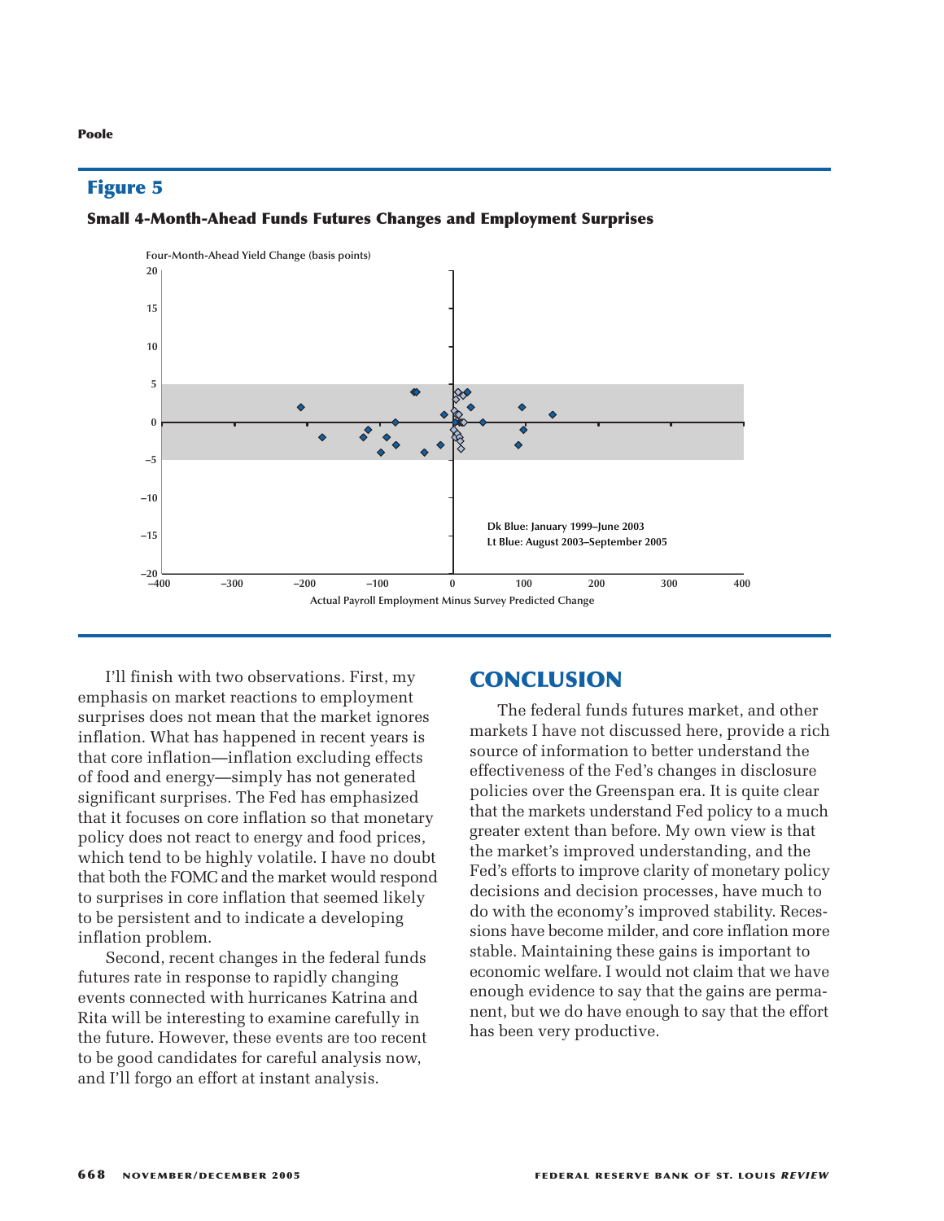## Figure 5

**Small 4-Month-Ahead Funds Futures Changes and Employment Surprises**

Four-Month-Ahead Yield Change (basis points)

20
15
10
5
0
–5
–10
–15
–20

–400 –300 –200 –100 0 100 200 300 400

Actual Payroll Employment Minus Survey Predicted Change

Dk Blue: January 1999–June 2003
Lt Blue: August 2003–September 2005

I'll finish with two observations. First, my emphasis on market reactions to employment surprises does not mean that the market ignores inflation. What has happened in recent years is that core inflation—inflation excluding effects of food and energy—simply has not generated significant surprises. The Fed has emphasized that it focuses on core inflation so that monetary policy does not react to energy and food prices, which tend to be highly volatile. I have no doubt that both the FOMC and the market would respond to surprises in core inflation that seemed likely to be persistent and to indicate a developing inflation problem.

Second, recent changes in the federal funds futures rate in response to rapidly changing events connected with hurricanes Katrina and Rita will be interesting to examine carefully in the future. However, these events are too recent to be good candidates for careful analysis now, and I'll forgo an effort at instant analysis.

## CONCLUSION

The federal funds futures market, and other markets I have not discussed here, provide a rich source of information to better understand the effectiveness of the Fed's changes in disclosure policies over the Greenspan era. It is quite clear that the markets understand Fed policy to a much greater extent than before. My own view is that the market's improved understanding, and the Fed's efforts to improve clarity of monetary policy decisions and decision processes, have much to do with the economy's improved stability. Recessions have become milder, and core inflation more stable. Maintaining these gains is important to economic welfare. I would not claim that we have enough evidence to say that the gains are permanent, but we do have enough to say that the effort has been very productive.